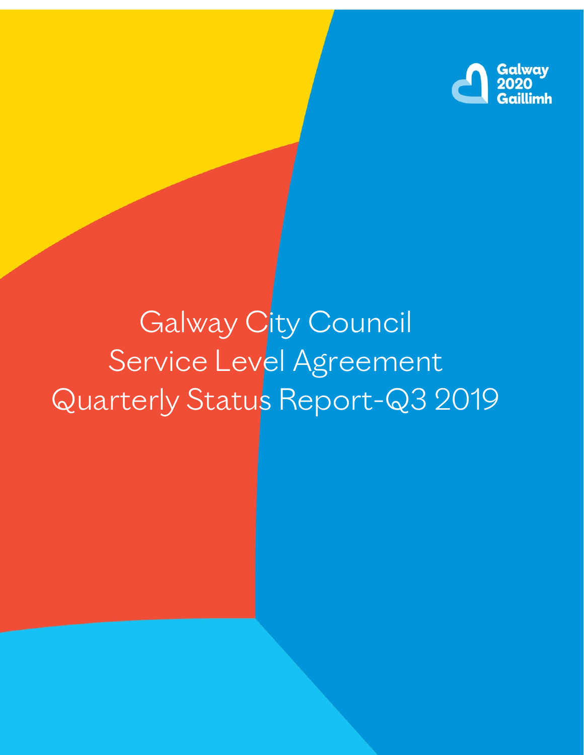Galway 2020 Gaillimh

# Galway City Council Service Level Agreement Quarterly Status Report-Q3 2019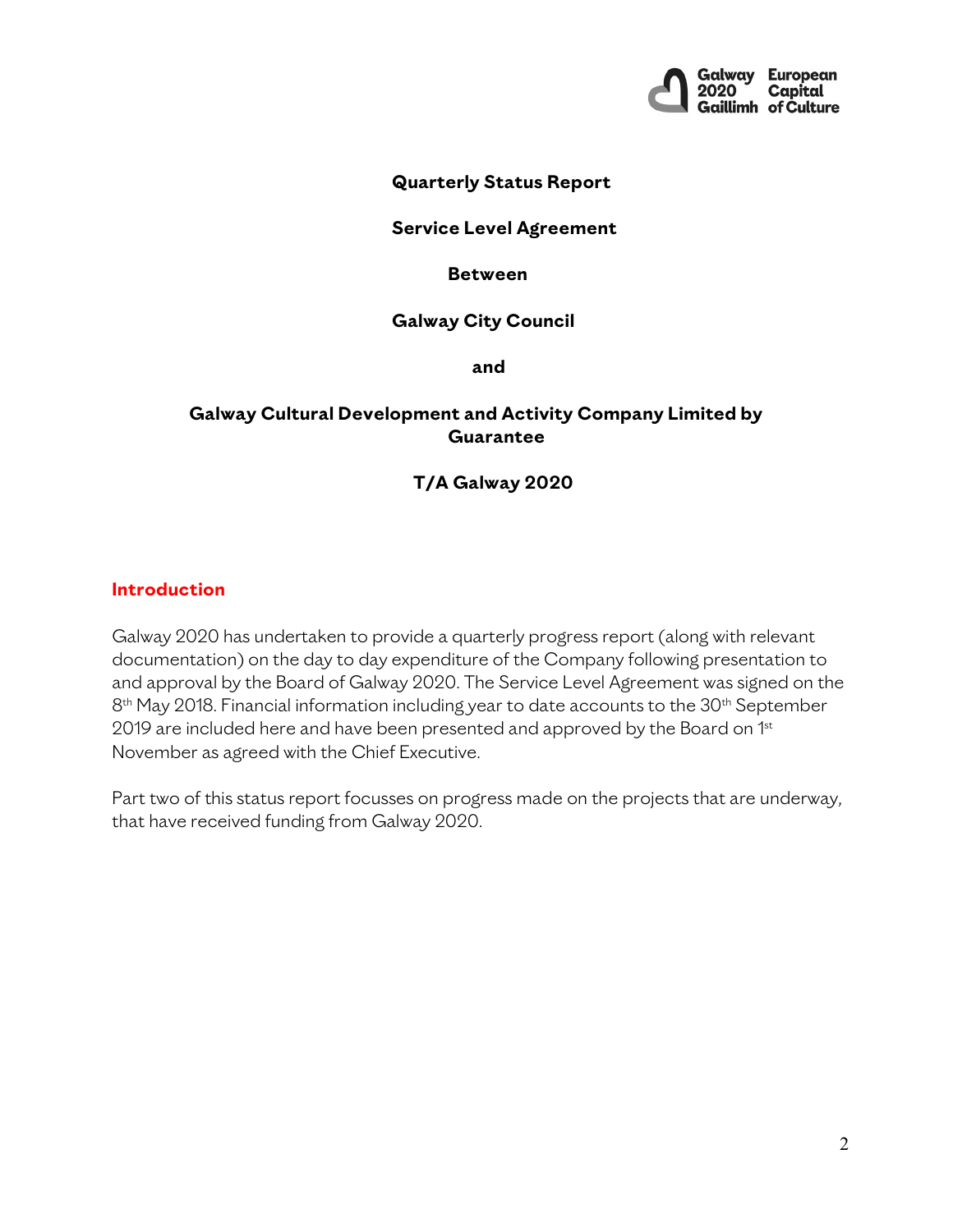**Quarterly Status Report**

**Service Level Agreement**

**Between**

**Galway City Council**

**and**

**Galway Cultural Development and Activity Company Limited by Guarantee**

**T/A Galway 2020**

## Introduction

Galway 2020 has undertaken to provide a quarterly progress report (along with relevant documentation) on the day to day expenditure of the Company following presentation to and approval by the Board of Galway 2020. The Service Level Agreement was signed on the 8th May 2018. Financial information including year to date accounts to the 30th September 2019 are included here and have been presented and approved by the Board on 1st November as agreed with the Chief Executive.

Part two of this status report focusses on progress made on the projects that are underway, that have received funding from Galway 2020.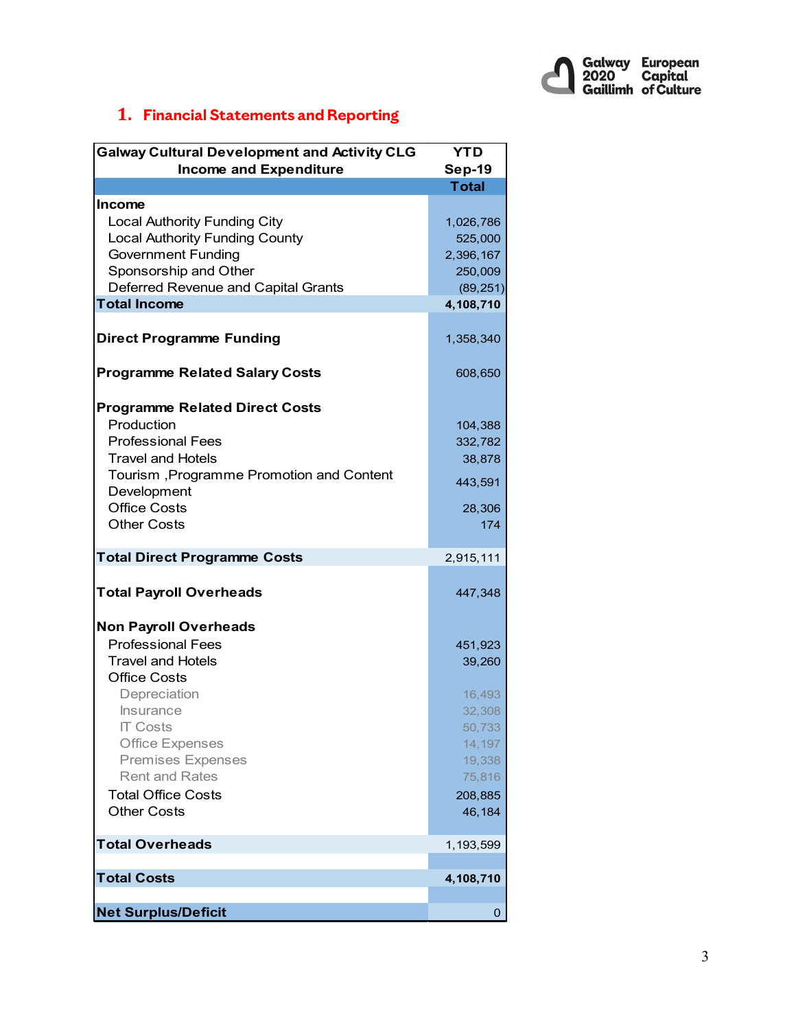## 1. Financial Statements and Reporting

| Galway Cultural Development and Activity CLG Income and Expenditure | YTD Sep-19 Total |
|---|---|
| **Income** | |
| Local Authority Funding City | 1,026,786 |
| Local Authority Funding County | 525,000 |
| Government Funding | 2,396,167 |
| Sponsorship and Other | 250,009 |
| Deferred Revenue and Capital Grants | (89,251) |
| **Total Income** | **4,108,710** |
| | |
| **Direct Programme Funding** | 1,358,340 |
| | |
| **Programme Related Salary Costs** | 608,650 |
| | |
| **Programme Related Direct Costs** | |
| Production | 104,388 |
| Professional Fees | 332,782 |
| Travel and Hotels | 38,878 |
| Tourism ,Programme Promotion and Content Development | 443,591 |
| Office Costs | 28,306 |
| Other Costs | 174 |
| | |
| **Total Direct Programme Costs** | 2,915,111 |
| | |
| **Total Payroll Overheads** | 447,348 |
| | |
| **Non Payroll Overheads** | |
| Professional Fees | 451,923 |
| Travel and Hotels | 39,260 |
| Office Costs | |
| Depreciation | 16,493 |
| Insurance | 32,308 |
| IT Costs | 50,733 |
| Office Expenses | 14,197 |
| Premises Expenses | 19,338 |
| Rent and Rates | 75,816 |
| Total Office Costs | 208,885 |
| Other Costs | 46,184 |
| | |
| **Total Overheads** | 1,193,599 |
| | |
| **Total Costs** | **4,108,710** |
| | |
| **Net Surplus/Deficit** | 0 |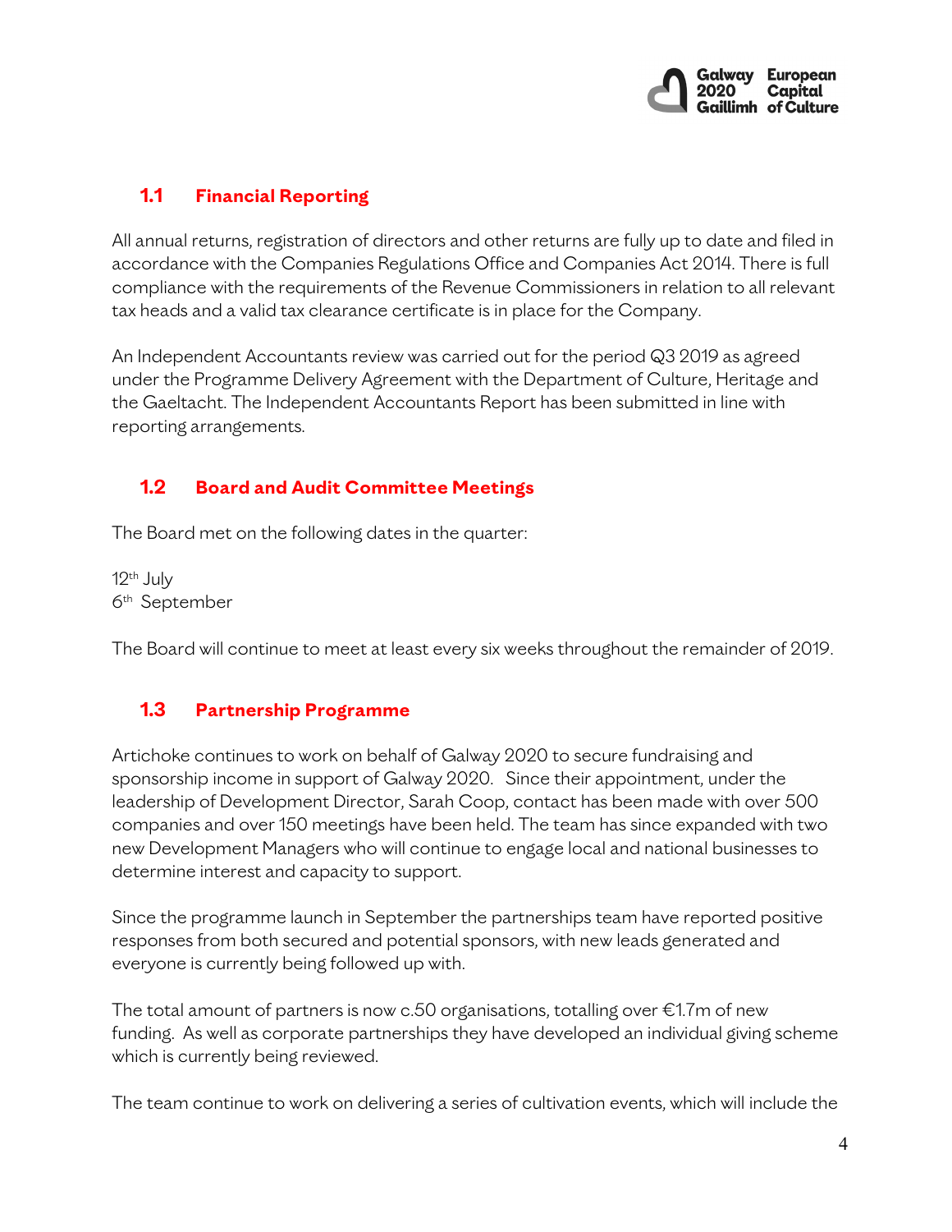## 1.1 Financial Reporting

All annual returns, registration of directors and other returns are fully up to date and filed in accordance with the Companies Regulations Office and Companies Act 2014. There is full compliance with the requirements of the Revenue Commissioners in relation to all relevant tax heads and a valid tax clearance certificate is in place for the Company.

An Independent Accountants review was carried out for the period Q3 2019 as agreed under the Programme Delivery Agreement with the Department of Culture, Heritage and the Gaeltacht. The Independent Accountants Report has been submitted in line with reporting arrangements.

## 1.2 Board and Audit Committee Meetings

The Board met on the following dates in the quarter:

12th July
6th September

The Board will continue to meet at least every six weeks throughout the remainder of 2019.

## 1.3 Partnership Programme

Artichoke continues to work on behalf of Galway 2020 to secure fundraising and sponsorship income in support of Galway 2020. Since their appointment, under the leadership of Development Director, Sarah Coop, contact has been made with over 500 companies and over 150 meetings have been held. The team has since expanded with two new Development Managers who will continue to engage local and national businesses to determine interest and capacity to support.

Since the programme launch in September the partnerships team have reported positive responses from both secured and potential sponsors, with new leads generated and everyone is currently being followed up with.

The total amount of partners is now c.50 organisations, totalling over €1.7m of new funding. As well as corporate partnerships they have developed an individual giving scheme which is currently being reviewed.

The team continue to work on delivering a series of cultivation events, which will include the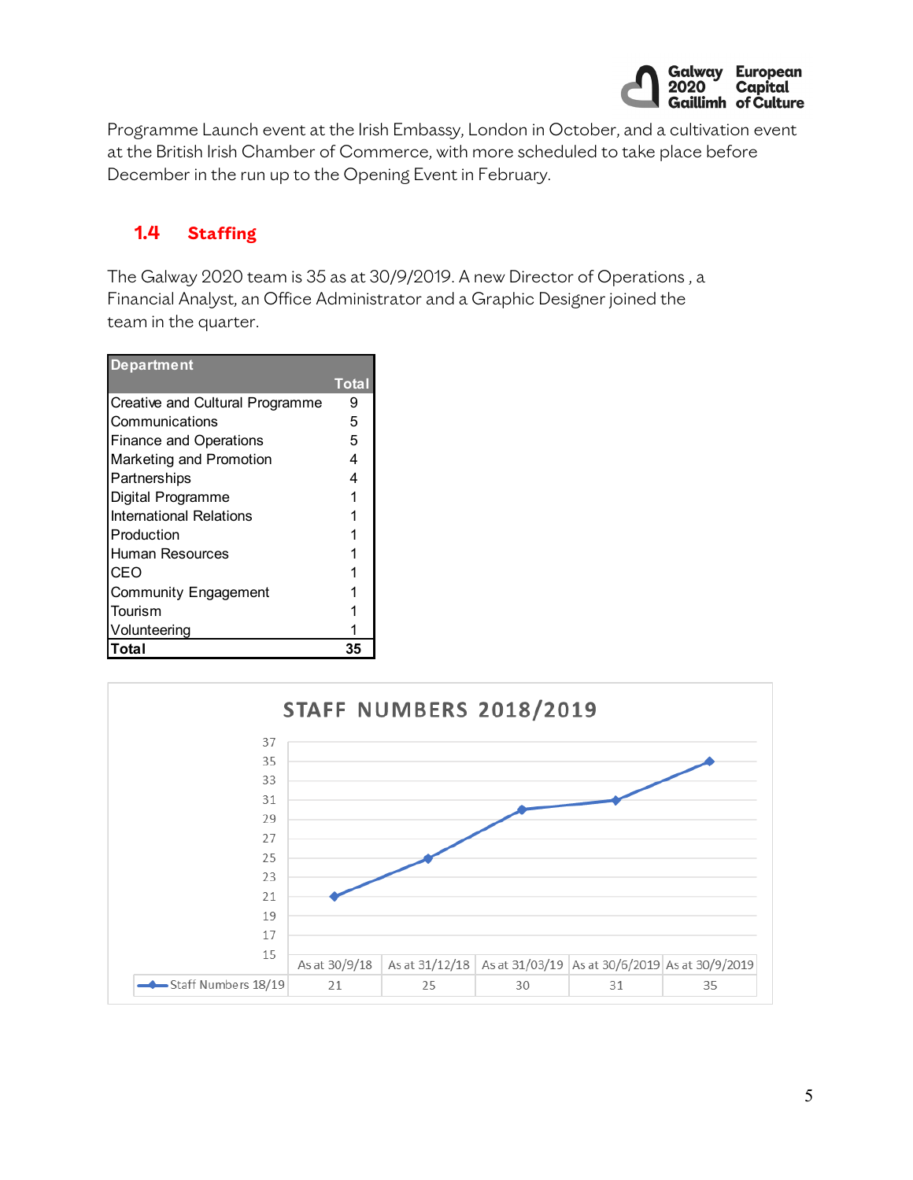Programme Launch event at the Irish Embassy, London in October, and a cultivation event at the British Irish Chamber of Commerce, with more scheduled to take place before December in the run up to the Opening Event in February.

## 1.4 Staffing

The Galway 2020 team is 35 as at 30/9/2019. A new Director of Operations , a Financial Analyst, an Office Administrator and a Graphic Designer joined the team in the quarter.

| Department | Total |
|---|---|
| Creative and Cultural Programme | 9 |
| Communications | 5 |
| Finance and Operations | 5 |
| Marketing and Promotion | 4 |
| Partnerships | 4 |
| Digital Programme | 1 |
| International Relations | 1 |
| Production | 1 |
| Human Resources | 1 |
| CEO | 1 |
| Community Engagement | 1 |
| Tourism | 1 |
| Volunteering | 1 |
| **Total** | **35** |

**STAFF NUMBERS 2018/2019**

| | As at 30/9/18 | As at 31/12/18 | As at 31/03/19 | As at 30/6/2019 | As at 30/9/2019 |
|---|---|---|---|---|---|
| Staff Numbers 18/19 | 21 | 25 | 30 | 31 | 35 |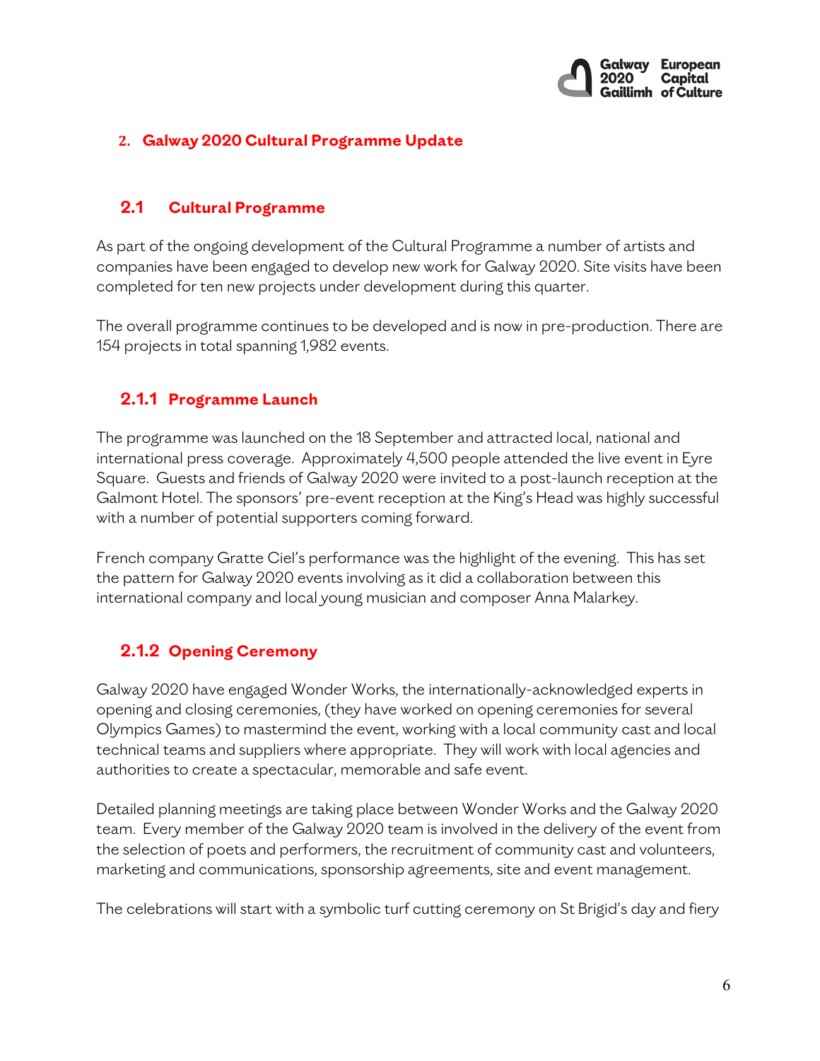## 2. Galway 2020 Cultural Programme Update

### 2.1 Cultural Programme

As part of the ongoing development of the Cultural Programme a number of artists and companies have been engaged to develop new work for Galway 2020. Site visits have been completed for ten new projects under development during this quarter.

The overall programme continues to be developed and is now in pre-production. There are 154 projects in total spanning 1,982 events.

#### 2.1.1 Programme Launch

The programme was launched on the 18 September and attracted local, national and international press coverage. Approximately 4,500 people attended the live event in Eyre Square. Guests and friends of Galway 2020 were invited to a post-launch reception at the Galmont Hotel. The sponsors' pre-event reception at the King's Head was highly successful with a number of potential supporters coming forward.

French company Gratte Ciel's performance was the highlight of the evening. This has set the pattern for Galway 2020 events involving as it did a collaboration between this international company and local young musician and composer Anna Malarkey.

#### 2.1.2 Opening Ceremony

Galway 2020 have engaged Wonder Works, the internationally-acknowledged experts in opening and closing ceremonies, (they have worked on opening ceremonies for several Olympics Games) to mastermind the event, working with a local community cast and local technical teams and suppliers where appropriate. They will work with local agencies and authorities to create a spectacular, memorable and safe event.

Detailed planning meetings are taking place between Wonder Works and the Galway 2020 team. Every member of the Galway 2020 team is involved in the delivery of the event from the selection of poets and performers, the recruitment of community cast and volunteers, marketing and communications, sponsorship agreements, site and event management.

The celebrations will start with a symbolic turf cutting ceremony on St Brigid's day and fiery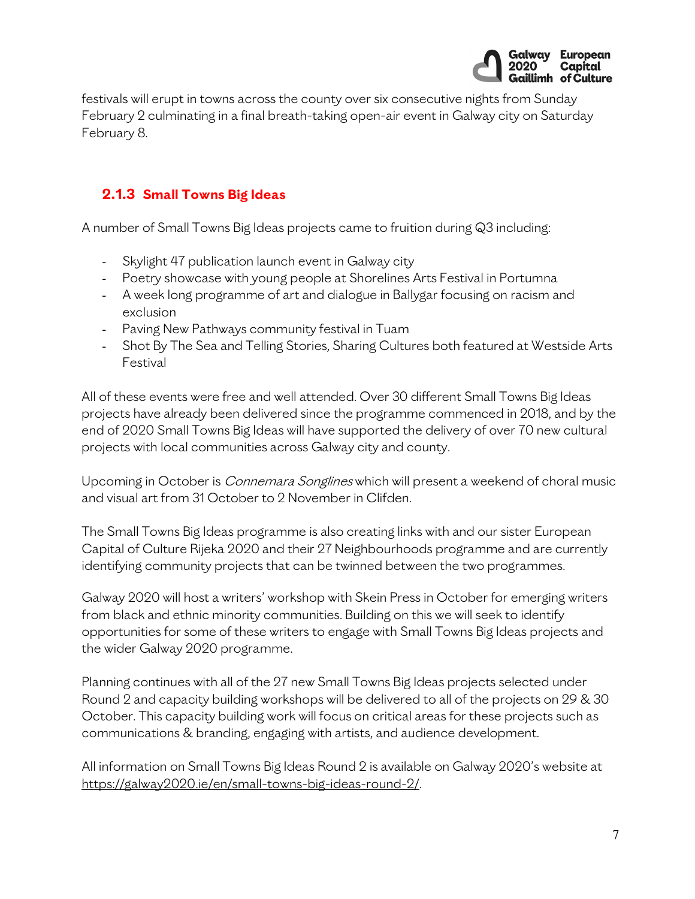festivals will erupt in towns across the county over six consecutive nights from Sunday February 2 culminating in a final breath-taking open-air event in Galway city on Saturday February 8.

### 2.1.3 Small Towns Big Ideas

A number of Small Towns Big Ideas projects came to fruition during Q3 including:

- Skylight 47 publication launch event in Galway city
- Poetry showcase with young people at Shorelines Arts Festival in Portumna
- A week long programme of art and dialogue in Ballygar focusing on racism and exclusion
- Paving New Pathways community festival in Tuam
- Shot By The Sea and Telling Stories, Sharing Cultures both featured at Westside Arts Festival

All of these events were free and well attended. Over 30 different Small Towns Big Ideas projects have already been delivered since the programme commenced in 2018, and by the end of 2020 Small Towns Big Ideas will have supported the delivery of over 70 new cultural projects with local communities across Galway city and county.

Upcoming in October is *Connemara Songlines* which will present a weekend of choral music and visual art from 31 October to 2 November in Clifden.

The Small Towns Big Ideas programme is also creating links with and our sister European Capital of Culture Rijeka 2020 and their 27 Neighbourhoods programme and are currently identifying community projects that can be twinned between the two programmes.

Galway 2020 will host a writers' workshop with Skein Press in October for emerging writers from black and ethnic minority communities. Building on this we will seek to identify opportunities for some of these writers to engage with Small Towns Big Ideas projects and the wider Galway 2020 programme.

Planning continues with all of the 27 new Small Towns Big Ideas projects selected under Round 2 and capacity building workshops will be delivered to all of the projects on 29 & 30 October. This capacity building work will focus on critical areas for these projects such as communications & branding, engaging with artists, and audience development.

All information on Small Towns Big Ideas Round 2 is available on Galway 2020's website at https://galway2020.ie/en/small-towns-big-ideas-round-2/.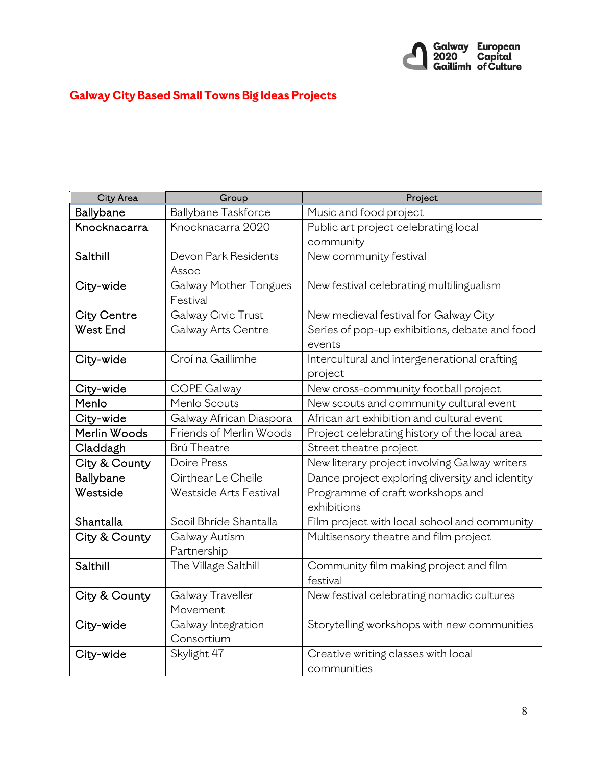# Galway City Based Small Towns Big Ideas Projects

| City Area | Group | Project |
|---|---|---|
| Ballybane | Ballybane Taskforce | Music and food project |
| Knocknacarra | Knocknacarra 2020 | Public art project celebrating local community |
| Salthill | Devon Park Residents Assoc | New community festival |
| City-wide | Galway Mother Tongues Festival | New festival celebrating multilingualism |
| City Centre | Galway Civic Trust | New medieval festival for Galway City |
| West End | Galway Arts Centre | Series of pop-up exhibitions, debate and food events |
| City-wide | Croí na Gaillimhe | Intercultural and intergenerational crafting project |
| City-wide | COPE Galway | New cross-community football project |
| Menlo | Menlo Scouts | New scouts and community cultural event |
| City-wide | Galway African Diaspora | African art exhibition and cultural event |
| Merlin Woods | Friends of Merlin Woods | Project celebrating history of the local area |
| Claddagh | Brú Theatre | Street theatre project |
| City & County | Doire Press | New literary project involving Galway writers |
| Ballybane | Oirthear Le Cheile | Dance project exploring diversity and identity |
| Westside | Westside Arts Festival | Programme of craft workshops and exhibitions |
| Shantalla | Scoil Bhríde Shantalla | Film project with local school and community |
| City & County | Galway Autism Partnership | Multisensory theatre and film project |
| Salthill | The Village Salthill | Community film making project and film festival |
| City & County | Galway Traveller Movement | New festival celebrating nomadic cultures |
| City-wide | Galway Integration Consortium | Storytelling workshops with new communities |
| City-wide | Skylight 47 | Creative writing classes with local communities |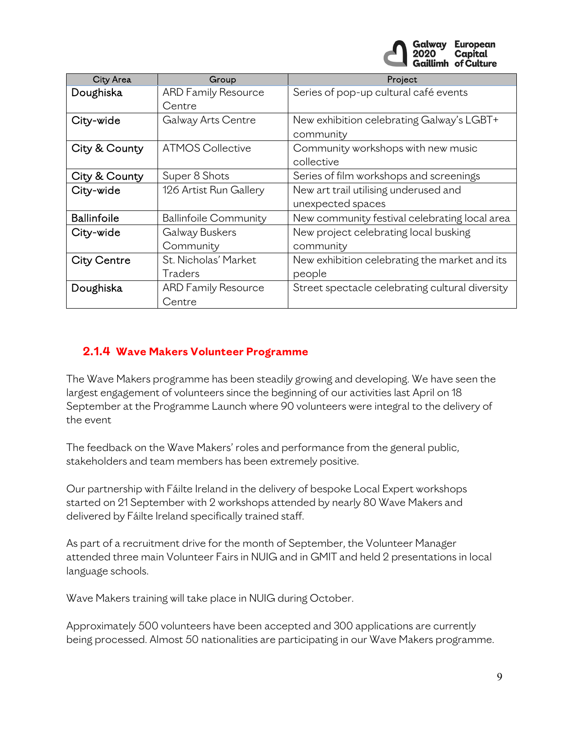| City Area | Group | Project |
|---|---|---|
| Doughiska | ARD Family Resource Centre | Series of pop-up cultural café events |
| City-wide | Galway Arts Centre | New exhibition celebrating Galway's LGBT+ community |
| City & County | ATMOS Collective | Community workshops with new music collective |
| City & County | Super 8 Shots | Series of film workshops and screenings |
| City-wide | 126 Artist Run Gallery | New art trail utilising underused and unexpected spaces |
| Ballinfoile | Ballinfoile Community | New community festival celebrating local area |
| City-wide | Galway Buskers Community | New project celebrating local busking community |
| City Centre | St. Nicholas' Market Traders | New exhibition celebrating the market and its people |
| Doughiska | ARD Family Resource Centre | Street spectacle celebrating cultural diversity |

### 2.1.4 Wave Makers Volunteer Programme

The Wave Makers programme has been steadily growing and developing. We have seen the largest engagement of volunteers since the beginning of our activities last April on 18 September at the Programme Launch where 90 volunteers were integral to the delivery of the event

The feedback on the Wave Makers' roles and performance from the general public, stakeholders and team members has been extremely positive.

Our partnership with Fáilte Ireland in the delivery of bespoke Local Expert workshops started on 21 September with 2 workshops attended by nearly 80 Wave Makers and delivered by Fáilte Ireland specifically trained staff.

As part of a recruitment drive for the month of September, the Volunteer Manager attended three main Volunteer Fairs in NUIG and in GMIT and held 2 presentations in local language schools.

Wave Makers training will take place in NUIG during October.

Approximately 500 volunteers have been accepted and 300 applications are currently being processed. Almost 50 nationalities are participating in our Wave Makers programme.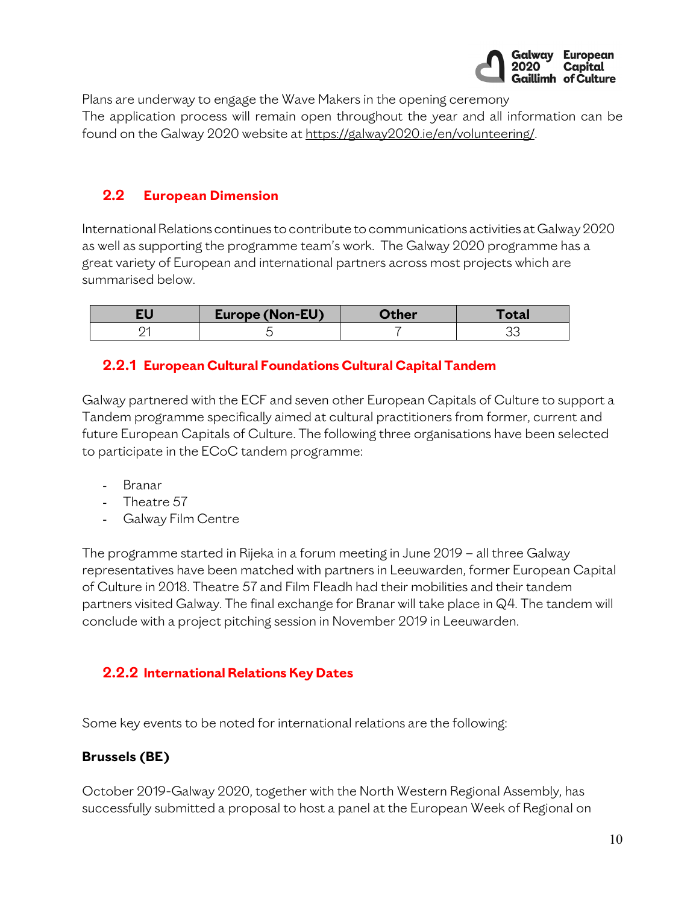Plans are underway to engage the Wave Makers in the opening ceremony
The application process will remain open throughout the year and all information can be found on the Galway 2020 website at https://galway2020.ie/en/volunteering/.

## 2.2 European Dimension

International Relations continues to contribute to communications activities at Galway 2020 as well as supporting the programme team's work. The Galway 2020 programme has a great variety of European and international partners across most projects which are summarised below.

| EU | Europe (Non-EU) | Other | Total |
|---|---|---|---|
| 21 | 5 | 7 | 33 |

### 2.2.1 European Cultural Foundations Cultural Capital Tandem

Galway partnered with the ECF and seven other European Capitals of Culture to support a Tandem programme specifically aimed at cultural practitioners from former, current and future European Capitals of Culture. The following three organisations have been selected to participate in the ECoC tandem programme:

- Branar
- Theatre 57
- Galway Film Centre

The programme started in Rijeka in a forum meeting in June 2019 – all three Galway representatives have been matched with partners in Leeuwarden, former European Capital of Culture in 2018. Theatre 57 and Film Fleadh had their mobilities and their tandem partners visited Galway. The final exchange for Branar will take place in Q4. The tandem will conclude with a project pitching session in November 2019 in Leeuwarden.

### 2.2.2 International Relations Key Dates

Some key events to be noted for international relations are the following:

**Brussels (BE)**

October 2019-Galway 2020, together with the North Western Regional Assembly, has successfully submitted a proposal to host a panel at the European Week of Regional on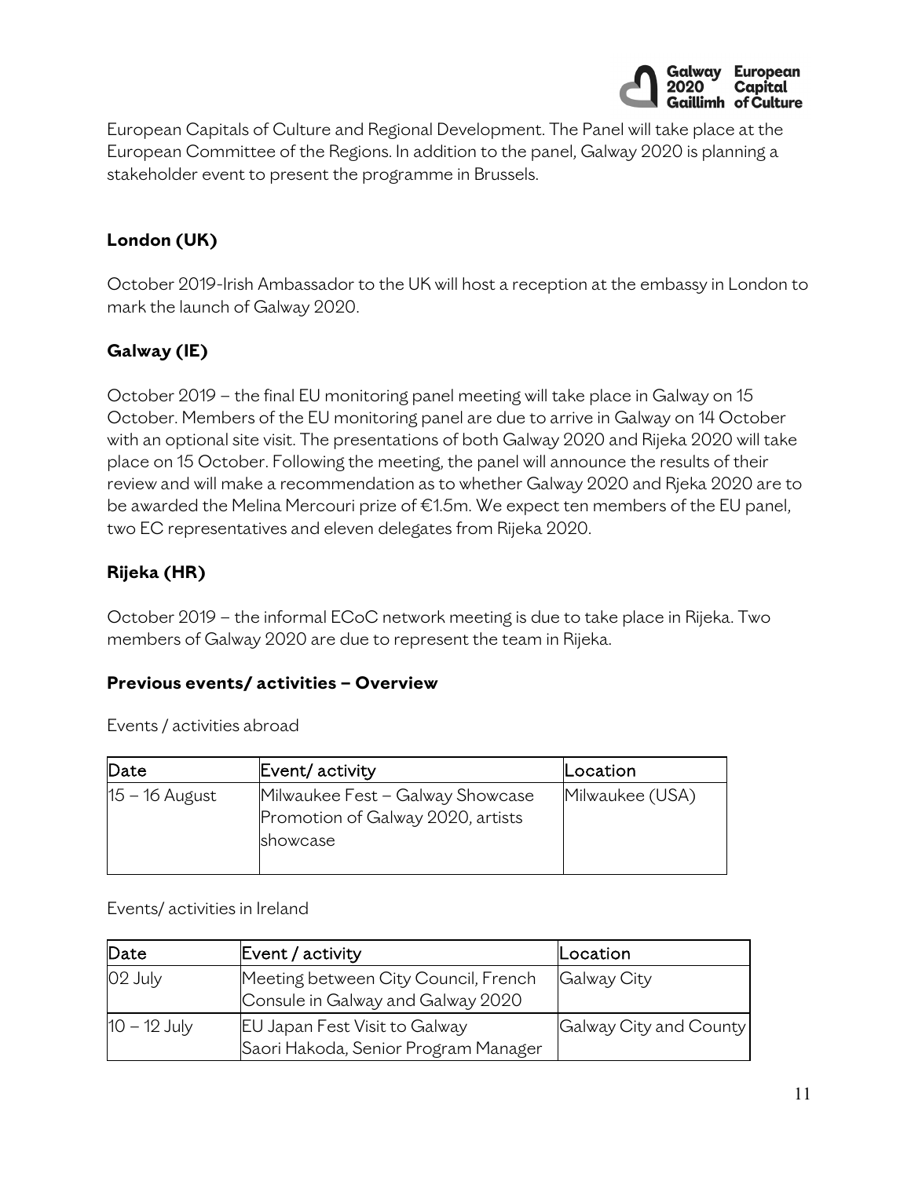European Capitals of Culture and Regional Development. The Panel will take place at the European Committee of the Regions. In addition to the panel, Galway 2020 is planning a stakeholder event to present the programme in Brussels.

### London (UK)

October 2019-Irish Ambassador to the UK will host a reception at the embassy in London to mark the launch of Galway 2020.

### Galway (IE)

October 2019 – the final EU monitoring panel meeting will take place in Galway on 15 October. Members of the EU monitoring panel are due to arrive in Galway on 14 October with an optional site visit. The presentations of both Galway 2020 and Rijeka 2020 will take place on 15 October. Following the meeting, the panel will announce the results of their review and will make a recommendation as to whether Galway 2020 and Rjeka 2020 are to be awarded the Melina Mercouri prize of €1.5m. We expect ten members of the EU panel, two EC representatives and eleven delegates from Rijeka 2020.

### Rijeka (HR)

October 2019 – the informal ECoC network meeting is due to take place in Rijeka. Two members of Galway 2020 are due to represent the team in Rijeka.

### Previous events/ activities – Overview

Events / activities abroad

| Date | Event/ activity | Location |
|---|---|---|
| 15 – 16 August | Milwaukee Fest – Galway Showcase Promotion of Galway 2020, artists showcase | Milwaukee (USA) |

Events/ activities in Ireland

| Date | Event / activity | Location |
|---|---|---|
| 02 July | Meeting between City Council, French Consule in Galway and Galway 2020 | Galway City |
| 10 – 12 July | EU Japan Fest Visit to Galway Saori Hakoda, Senior Program Manager | Galway City and County |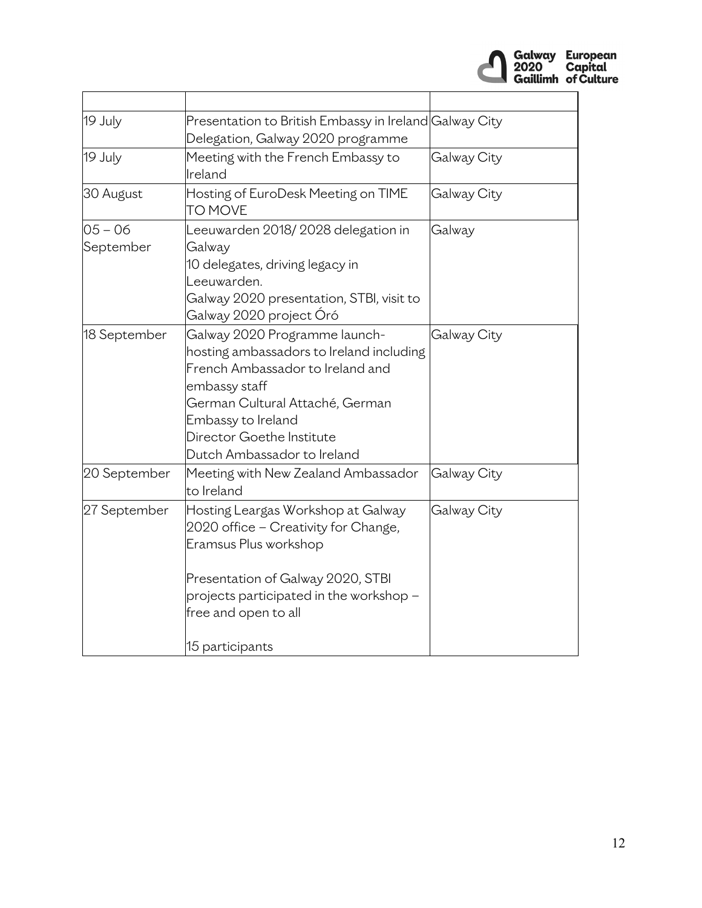| | | |
|---|---|---|
| 19 July | Presentation to British Embassy in Ireland Delegation, Galway 2020 programme | Galway City |
| 19 July | Meeting with the French Embassy to Ireland | Galway City |
| 30 August | Hosting of EuroDesk Meeting on TIME TO MOVE | Galway City |
| 05 – 06 September | Leeuwarden 2018/ 2028 delegation in Galway<br>10 delegates, driving legacy in Leeuwarden.<br>Galway 2020 presentation, STBI, visit to Galway 2020 project Óró | Galway |
| 18 September | Galway 2020 Programme launch- hosting ambassadors to Ireland including French Ambassador to Ireland and embassy staff<br>German Cultural Attaché, German Embassy to Ireland<br>Director Goethe Institute<br>Dutch Ambassador to Ireland | Galway City |
| 20 September | Meeting with New Zealand Ambassador to Ireland | Galway City |
| 27 September | Hosting Leargas Workshop at Galway 2020 office – Creativity for Change, Eramsus Plus workshop<br><br>Presentation of Galway 2020, STBI projects participated in the workshop – free and open to all<br><br>15 participants | Galway City |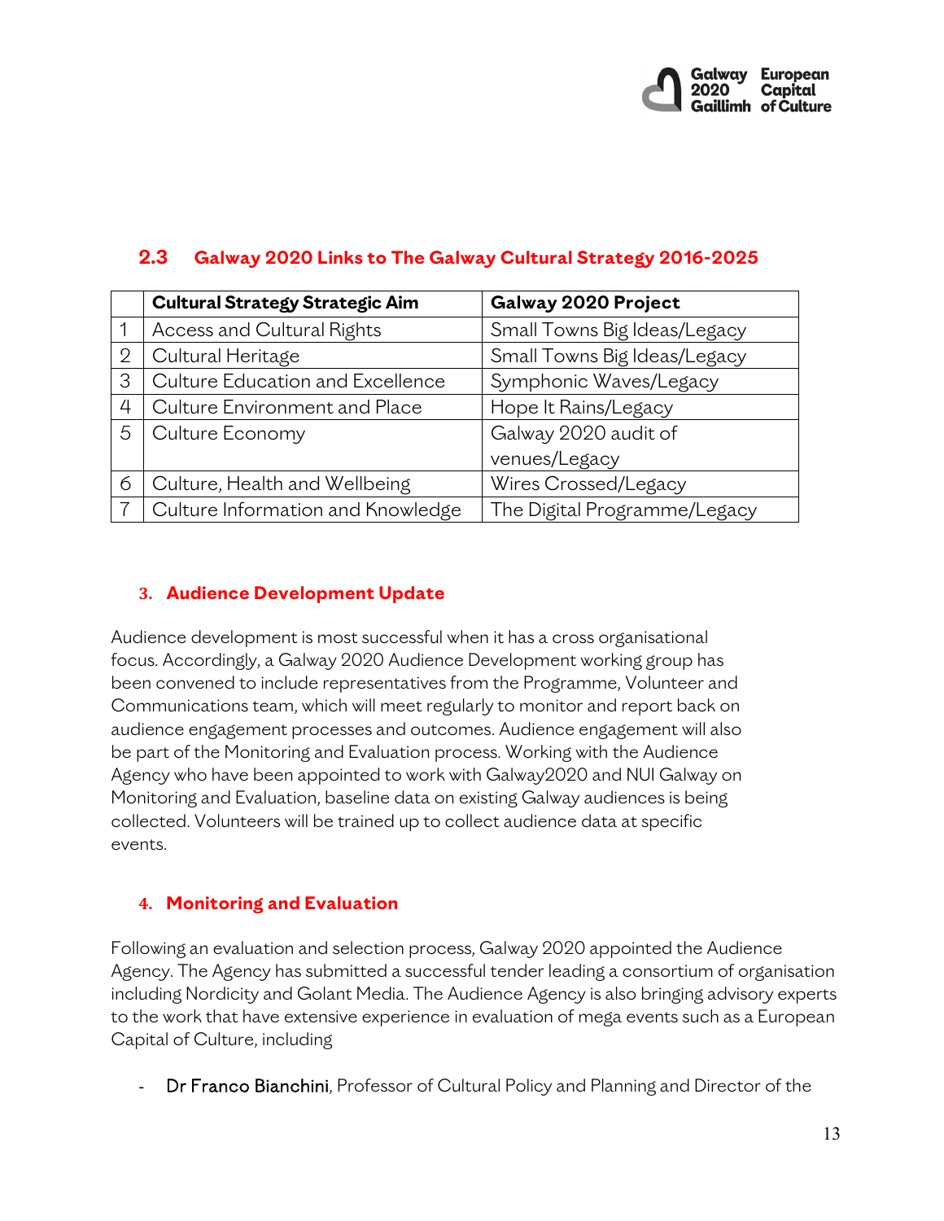## 2.3 Galway 2020 Links to The Galway Cultural Strategy 2016-2025

| | Cultural Strategy Strategic Aim | Galway 2020 Project |
|---|---|---|
| 1 | Access and Cultural Rights | Small Towns Big Ideas/Legacy |
| 2 | Cultural Heritage | Small Towns Big Ideas/Legacy |
| 3 | Culture Education and Excellence | Symphonic Waves/Legacy |
| 4 | Culture Environment and Place | Hope It Rains/Legacy |
| 5 | Culture Economy | Galway 2020 audit of venues/Legacy |
| 6 | Culture, Health and Wellbeing | Wires Crossed/Legacy |
| 7 | Culture Information and Knowledge | The Digital Programme/Legacy |

## 3. Audience Development Update

Audience development is most successful when it has a cross organisational focus. Accordingly, a Galway 2020 Audience Development working group has been convened to include representatives from the Programme, Volunteer and Communications team, which will meet regularly to monitor and report back on audience engagement processes and outcomes. Audience engagement will also be part of the Monitoring and Evaluation process. Working with the Audience Agency who have been appointed to work with Galway2020 and NUI Galway on Monitoring and Evaluation, baseline data on existing Galway audiences is being collected. Volunteers will be trained up to collect audience data at specific events.

## 4. Monitoring and Evaluation

Following an evaluation and selection process, Galway 2020 appointed the Audience Agency. The Agency has submitted a successful tender leading a consortium of organisation including Nordicity and Golant Media. The Audience Agency is also bringing advisory experts to the work that have extensive experience in evaluation of mega events such as a European Capital of Culture, including

- Dr Franco Bianchini, Professor of Cultural Policy and Planning and Director of the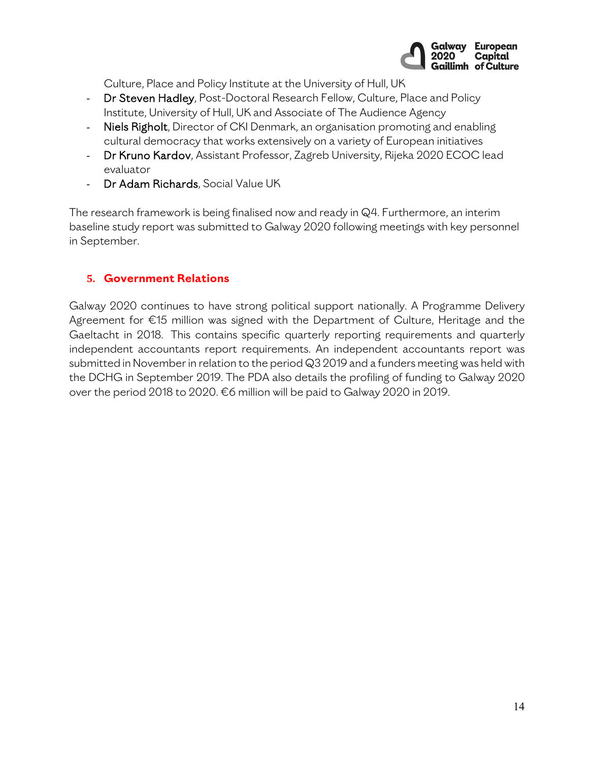Culture, Place and Policy Institute at the University of Hull, UK

- Dr Steven Hadley, Post-Doctoral Research Fellow, Culture, Place and Policy Institute, University of Hull, UK and Associate of The Audience Agency
- Niels Righolt, Director of CKI Denmark, an organisation promoting and enabling cultural democracy that works extensively on a variety of European initiatives
- Dr Kruno Kardov, Assistant Professor, Zagreb University, Rijeka 2020 ECOC lead evaluator
- Dr Adam Richards, Social Value UK

The research framework is being finalised now and ready in Q4. Furthermore, an interim baseline study report was submitted to Galway 2020 following meetings with key personnel in September.

## 5. Government Relations

Galway 2020 continues to have strong political support nationally. A Programme Delivery Agreement for €15 million was signed with the Department of Culture, Heritage and the Gaeltacht in 2018. This contains specific quarterly reporting requirements and quarterly independent accountants report requirements. An independent accountants report was submitted in November in relation to the period Q3 2019 and a funders meeting was held with the DCHG in September 2019. The PDA also details the profiling of funding to Galway 2020 over the period 2018 to 2020. €6 million will be paid to Galway 2020 in 2019.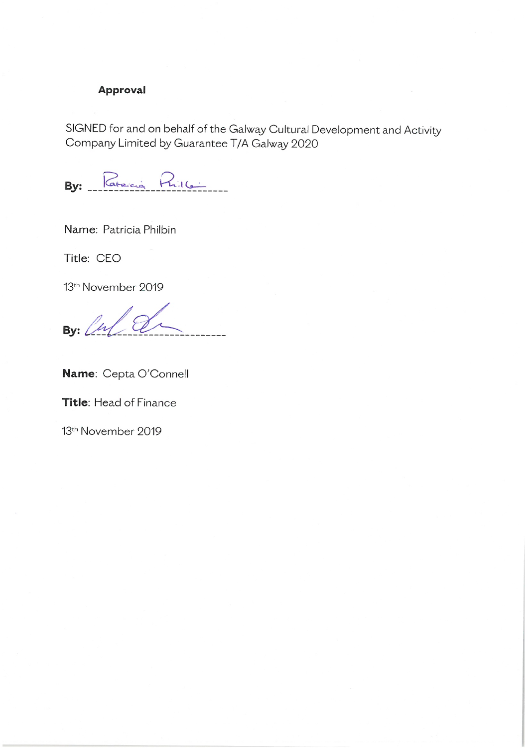**Approval**

SIGNED for and on behalf of the Galway Cultural Development and Activity Company Limited by Guarantee T/A Galway 2020

**By:** ____________________________

Name: Patricia Philbin

Title: CEO

13th November 2019

**By:** ____________________________

**Name**: Cepta O'Connell

**Title**: Head of Finance

13th November 2019